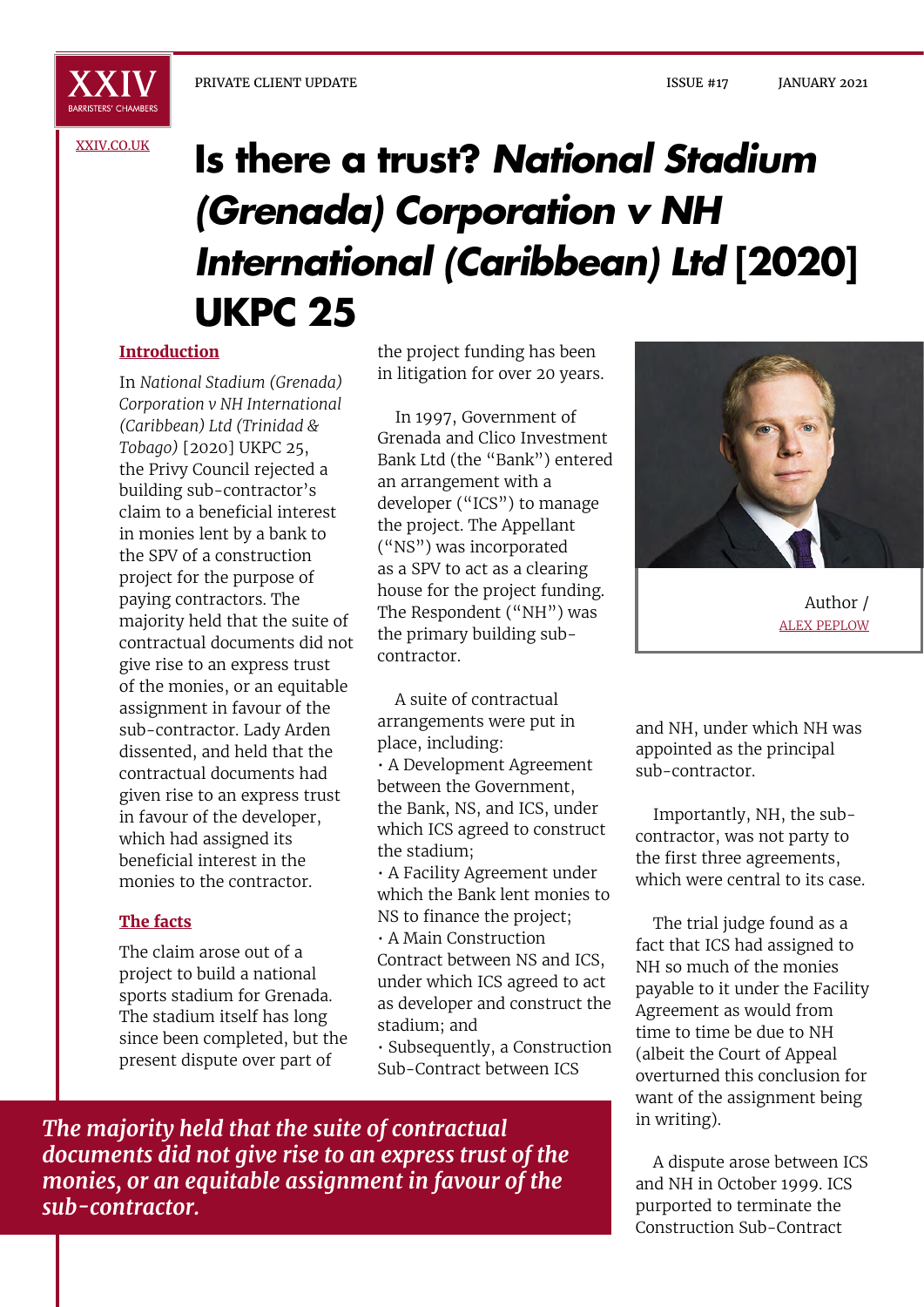# Is there a trust? *National Stadium (Grenada) Corporation v NH International (Caribbean) Ltd* [2020] UKPC 25

Author / ALEX PEPLOW

## Introduction

In *National Stadium (Grenada) Corporation v NH International (Caribbean) Ltd (Trinidad & Tobago)* [2020] UKPC 25, the Privy Council rejected a building sub-contractor's claim to a beneficial interest in monies lent by a bank to the SPV of a construction project for the purpose of paying contractors. The majority held that the suite of contractual documents did not give rise to an express trust of the monies, or an equitable assignment in favour of the sub-contractor. Lady Arden dissented, and held that the contractual documents had given rise to an express trust in favour of the developer, which had assigned its beneficial interest in the monies to the contractor.

## The facts

The claim arose out of a project to build a national sports stadium for Grenada. The stadium itself has long since been completed, but the present dispute over part of the project funding has been in litigation for over 20 years.

In 1997, Government of Grenada and Clico Investment Bank Ltd (the "Bank") entered an arrangement with a developer ("ICS") to manage the project. The Appellant ("NS") was incorporated as a SPV to act as a clearing house for the project funding. The Respondent ("NH") was the primary building sub-contractor.

A suite of contractual arrangements were put in place, including:

- A Development Agreement between the Government, the Bank, NS, and ICS, under which ICS agreed to construct the stadium;
- A Facility Agreement under which the Bank lent monies to NS to finance the project;
- A Main Construction Contract between NS and ICS, under which ICS agreed to act as developer and construct the stadium; and
- Subsequently, a Construction Sub-Contract between ICS and NH, under which NH was appointed as the principal sub-contractor.

*The majority held that the suite of contractual documents did not give rise to an express trust of the monies, or an equitable assignment in favour of the sub-contractor.*

Importantly, NH, the sub-contractor, was not party to the first three agreements, which were central to its case.

The trial judge found as a fact that ICS had assigned to NH so much of the monies payable to it under the Facility Agreement as would from time to time be due to NH (albeit the Court of Appeal overturned this conclusion for want of the assignment being in writing).

A dispute arose between ICS and NH in October 1999. ICS purported to terminate the Construction Sub-Contract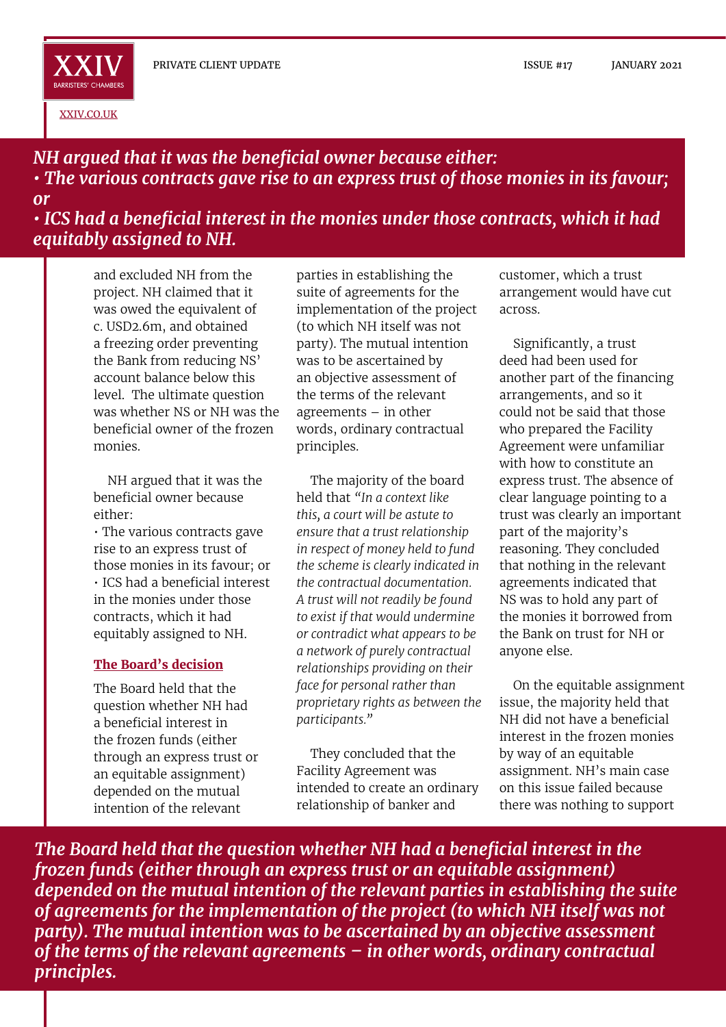> ***NH argued that it was the beneficial owner because either:***
> ***• The various contracts gave rise to an express trust of those monies in its favour; or***
> ***• ICS had a beneficial interest in the monies under those contracts, which it had equitably assigned to NH.***

and excluded NH from the project. NH claimed that it was owed the equivalent of c. USD2.6m, and obtained a freezing order preventing the Bank from reducing NS' account balance below this level. The ultimate question was whether NS or NH was the beneficial owner of the frozen monies.

NH argued that it was the beneficial owner because either:

- The various contracts gave rise to an express trust of those monies in its favour; or
- ICS had a beneficial interest in the monies under those contracts, which it had equitably assigned to NH.

## The Board's decision

The Board held that the question whether NH had a beneficial interest in the frozen funds (either through an express trust or an equitable assignment) depended on the mutual intention of the relevant parties in establishing the suite of agreements for the implementation of the project (to which NH itself was not party). The mutual intention was to be ascertained by an objective assessment of the terms of the relevant agreements – in other words, ordinary contractual principles.

The majority of the board held that *"In a context like this, a court will be astute to ensure that a trust relationship in respect of money held to fund the scheme is clearly indicated in the contractual documentation. A trust will not readily be found to exist if that would undermine or contradict what appears to be a network of purely contractual relationships providing on their face for personal rather than proprietary rights as between the participants."*

They concluded that the Facility Agreement was intended to create an ordinary relationship of banker and customer, which a trust arrangement would have cut across.

Significantly, a trust deed had been used for another part of the financing arrangements, and so it could not be said that those who prepared the Facility Agreement were unfamiliar with how to constitute an express trust. The absence of clear language pointing to a trust was clearly an important part of the majority's reasoning. They concluded that nothing in the relevant agreements indicated that NS was to hold any part of the monies it borrowed from the Bank on trust for NH or anyone else.

On the equitable assignment issue, the majority held that NH did not have a beneficial interest in the frozen monies by way of an equitable assignment. NH's main case on this issue failed because there was nothing to support

> ***The Board held that the question whether NH had a beneficial interest in the frozen funds (either through an express trust or an equitable assignment) depended on the mutual intention of the relevant parties in establishing the suite of agreements for the implementation of the project (to which NH itself was not party). The mutual intention was to be ascertained by an objective assessment of the terms of the relevant agreements – in other words, ordinary contractual principles.***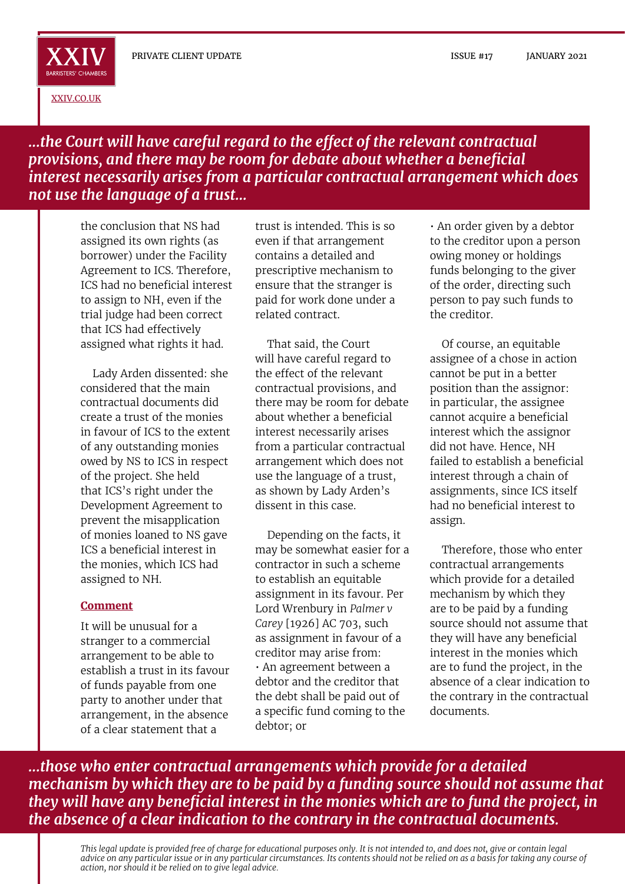*...the Court will have careful regard to the effect of the relevant contractual provisions, and there may be room for debate about whether a beneficial interest necessarily arises from a particular contractual arrangement which does not use the language of a trust...*

the conclusion that NS had assigned its own rights (as borrower) under the Facility Agreement to ICS. Therefore, ICS had no beneficial interest to assign to NH, even if the trial judge had been correct that ICS had effectively assigned what rights it had.

Lady Arden dissented: she considered that the main contractual documents did create a trust of the monies in favour of ICS to the extent of any outstanding monies owed by NS to ICS in respect of the project. She held that ICS's right under the Development Agreement to prevent the misapplication of monies loaned to NS gave ICS a beneficial interest in the monies, which ICS had assigned to NH.

## Comment

It will be unusual for a stranger to a commercial arrangement to be able to establish a trust in its favour of funds payable from one party to another under that arrangement, in the absence of a clear statement that a trust is intended. This is so even if that arrangement contains a detailed and prescriptive mechanism to ensure that the stranger is paid for work done under a related contract.

That said, the Court will have careful regard to the effect of the relevant contractual provisions, and there may be room for debate about whether a beneficial interest necessarily arises from a particular contractual arrangement which does not use the language of a trust, as shown by Lady Arden's dissent in this case.

Depending on the facts, it may be somewhat easier for a contractor in such a scheme to establish an equitable assignment in its favour. Per Lord Wrenbury in *Palmer v Carey* [1926] AC 703, such as assignment in favour of a creditor may arise from:

- An agreement between a debtor and the creditor that the debt shall be paid out of a specific fund coming to the debtor; or
- An order given by a debtor to the creditor upon a person owing money or holdings funds belonging to the giver of the order, directing such person to pay such funds to the creditor.

Of course, an equitable assignee of a chose in action cannot be put in a better position than the assignor: in particular, the assignee cannot acquire a beneficial interest which the assignor did not have. Hence, NH failed to establish a beneficial interest through a chain of assignments, since ICS itself had no beneficial interest to assign.

Therefore, those who enter contractual arrangements which provide for a detailed mechanism by which they are to be paid by a funding source should not assume that they will have any beneficial interest in the monies which are to fund the project, in the absence of a clear indication to the contrary in the contractual documents.

*...those who enter contractual arrangements which provide for a detailed mechanism by which they are to be paid by a funding source should not assume that they will have any beneficial interest in the monies which are to fund the project, in the absence of a clear indication to the contrary in the contractual documents.*

*This legal update is provided free of charge for educational purposes only. It is not intended to, and does not, give or contain legal advice on any particular issue or in any particular circumstances. Its contents should not be relied on as a basis for taking any course of action, nor should it be relied on to give legal advice.*